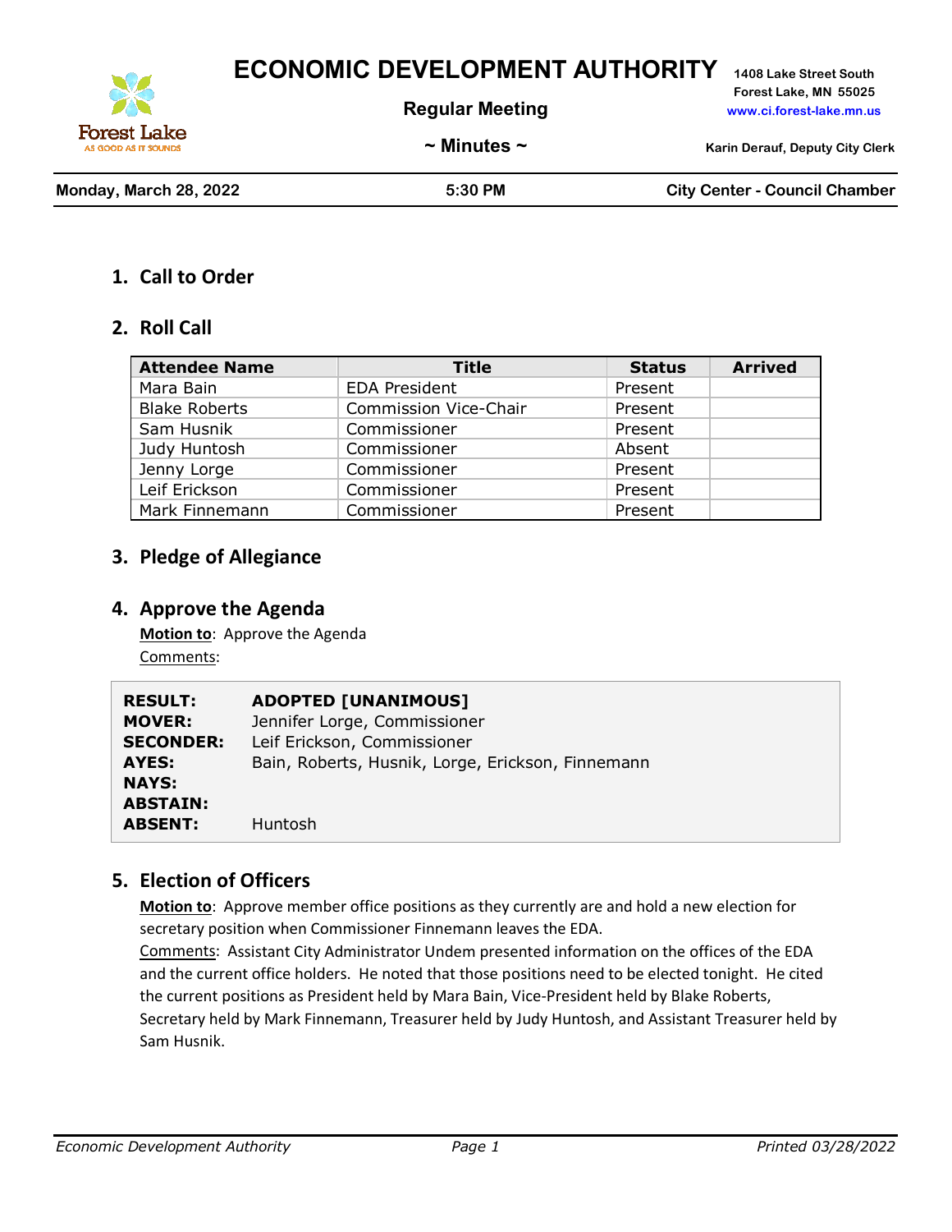# ECONOMIC DEVELOPMENT AUTHORITY

**Regular Meeting**

**~ Minutes ~**

**1408 Lake Street South**
**Forest Lake, MN 55025**
**www.ci.forest-lake.mn.us**

**Karin Derauf, Deputy City Clerk**

| **Monday, March 28, 2022** | **5:30 PM** | **City Center - Council Chamber** |
|---|---|---|

## 1. Call to Order

## 2. Roll Call

| Attendee Name | Title | Status | Arrived |
|---|---|---|---|
| Mara Bain | EDA President | Present | |
| Blake Roberts | Commission Vice-Chair | Present | |
| Sam Husnik | Commissioner | Present | |
| Judy Huntosh | Commissioner | Absent | |
| Jenny Lorge | Commissioner | Present | |
| Leif Erickson | Commissioner | Present | |
| Mark Finnemann | Commissioner | Present | |

## 3. Pledge of Allegiance

## 4. Approve the Agenda

**Motion to**: Approve the Agenda
Comments:

| | |
|---|---|
| **RESULT:** | **ADOPTED [UNANIMOUS]** |
| **MOVER:** | Jennifer Lorge, Commissioner |
| **SECONDER:** | Leif Erickson, Commissioner |
| **AYES:** | Bain, Roberts, Husnik, Lorge, Erickson, Finnemann |
| **NAYS:** | |
| **ABSTAIN:** | |
| **ABSENT:** | Huntosh |

## 5. Election of Officers

**Motion to**: Approve member office positions as they currently are and hold a new election for secretary position when Commissioner Finnemann leaves the EDA.

Comments: Assistant City Administrator Undem presented information on the offices of the EDA and the current office holders. He noted that those positions need to be elected tonight. He cited the current positions as President held by Mara Bain, Vice-President held by Blake Roberts, Secretary held by Mark Finnemann, Treasurer held by Judy Huntosh, and Assistant Treasurer held by Sam Husnik.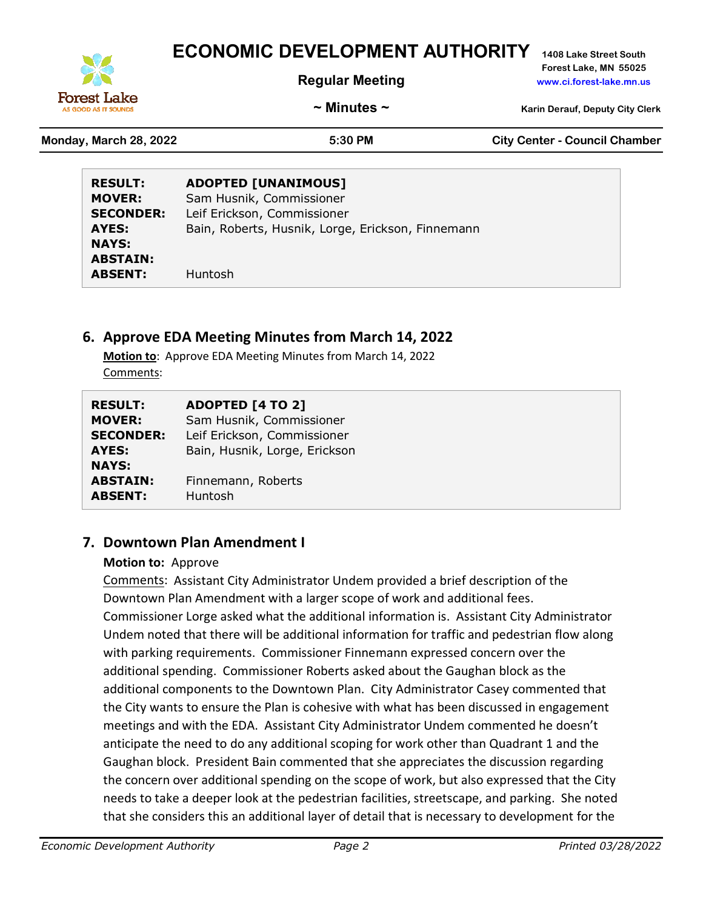| | |
|---|---|
| **RESULT:** | **ADOPTED [UNANIMOUS]** |
| **MOVER:** | Sam Husnik, Commissioner |
| **SECONDER:** | Leif Erickson, Commissioner |
| **AYES:** | Bain, Roberts, Husnik, Lorge, Erickson, Finnemann |
| **NAYS:** | |
| **ABSTAIN:** | |
| **ABSENT:** | Huntosh |

## 6. Approve EDA Meeting Minutes from March 14, 2022

**Motion to**: Approve EDA Meeting Minutes from March 14, 2022

Comments:

| | |
|---|---|
| **RESULT:** | **ADOPTED [4 TO 2]** |
| **MOVER:** | Sam Husnik, Commissioner |
| **SECONDER:** | Leif Erickson, Commissioner |
| **AYES:** | Bain, Husnik, Lorge, Erickson |
| **NAYS:** | |
| **ABSTAIN:** | Finnemann, Roberts |
| **ABSENT:** | Huntosh |

## 7. Downtown Plan Amendment I

**Motion to:** Approve

Comments: Assistant City Administrator Undem provided a brief description of the Downtown Plan Amendment with a larger scope of work and additional fees. Commissioner Lorge asked what the additional information is. Assistant City Administrator Undem noted that there will be additional information for traffic and pedestrian flow along with parking requirements. Commissioner Finnemann expressed concern over the additional spending. Commissioner Roberts asked about the Gaughan block as the additional components to the Downtown Plan. City Administrator Casey commented that the City wants to ensure the Plan is cohesive with what has been discussed in engagement meetings and with the EDA. Assistant City Administrator Undem commented he doesn't anticipate the need to do any additional scoping for work other than Quadrant 1 and the Gaughan block. President Bain commented that she appreciates the discussion regarding the concern over additional spending on the scope of work, but also expressed that the City needs to take a deeper look at the pedestrian facilities, streetscape, and parking. She noted that she considers this an additional layer of detail that is necessary to development for the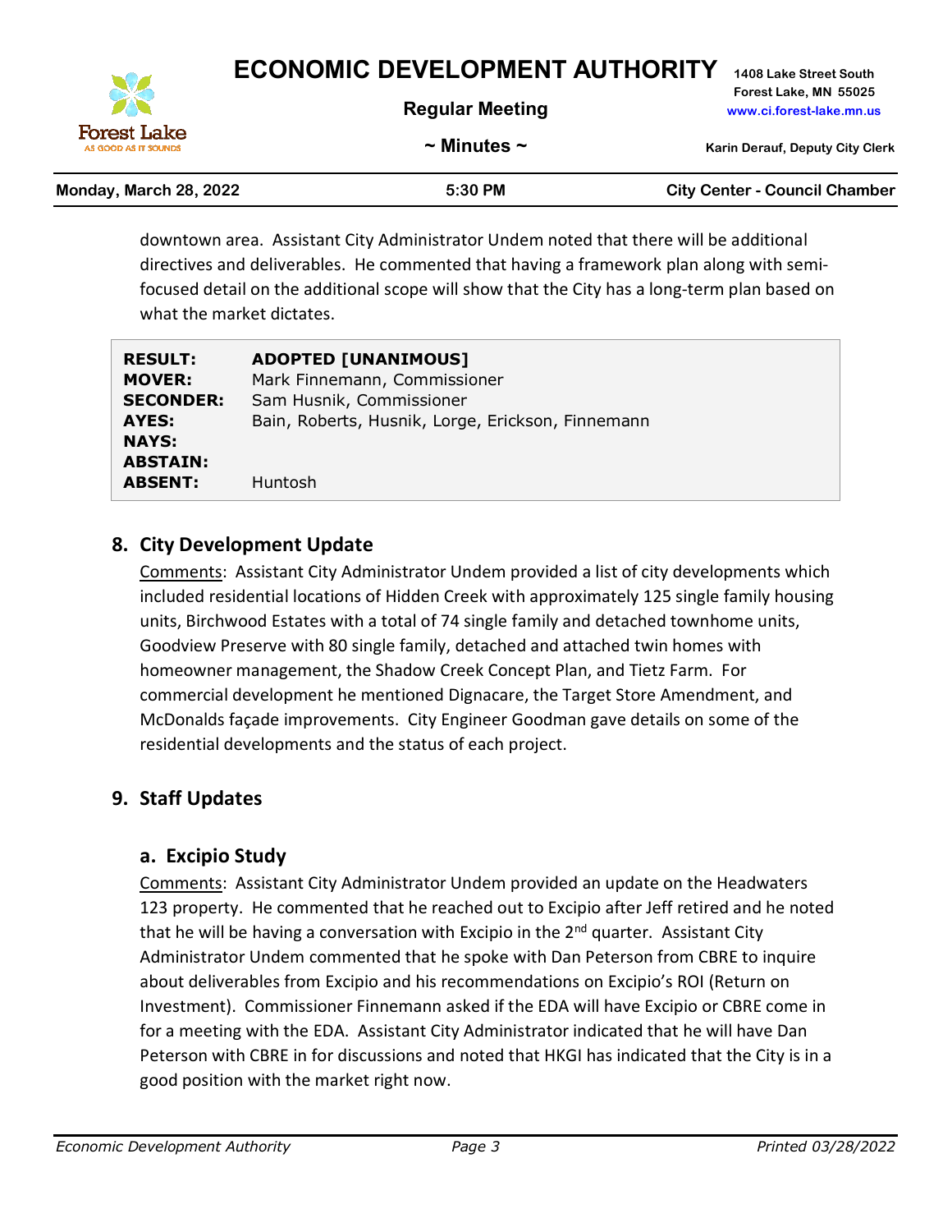downtown area. Assistant City Administrator Undem noted that there will be additional directives and deliverables. He commented that having a framework plan along with semi-focused detail on the additional scope will show that the City has a long-term plan based on what the market dictates.

| | |
|---|---|
| **RESULT:** | **ADOPTED [UNANIMOUS]** |
| **MOVER:** | Mark Finnemann, Commissioner |
| **SECONDER:** | Sam Husnik, Commissioner |
| **AYES:** | Bain, Roberts, Husnik, Lorge, Erickson, Finnemann |
| **NAYS:** | |
| **ABSTAIN:** | |
| **ABSENT:** | Huntosh |

## 8. City Development Update

Comments: Assistant City Administrator Undem provided a list of city developments which included residential locations of Hidden Creek with approximately 125 single family housing units, Birchwood Estates with a total of 74 single family and detached townhome units, Goodview Preserve with 80 single family, detached and attached twin homes with homeowner management, the Shadow Creek Concept Plan, and Tietz Farm. For commercial development he mentioned Dignacare, the Target Store Amendment, and McDonalds façade improvements. City Engineer Goodman gave details on some of the residential developments and the status of each project.

## 9. Staff Updates

### a. Excipio Study

Comments: Assistant City Administrator Undem provided an update on the Headwaters 123 property. He commented that he reached out to Excipio after Jeff retired and he noted that he will be having a conversation with Excipio in the 2nd quarter. Assistant City Administrator Undem commented that he spoke with Dan Peterson from CBRE to inquire about deliverables from Excipio and his recommendations on Excipio's ROI (Return on Investment). Commissioner Finnemann asked if the EDA will have Excipio or CBRE come in for a meeting with the EDA. Assistant City Administrator indicated that he will have Dan Peterson with CBRE in for discussions and noted that HKGI has indicated that the City is in a good position with the market right now.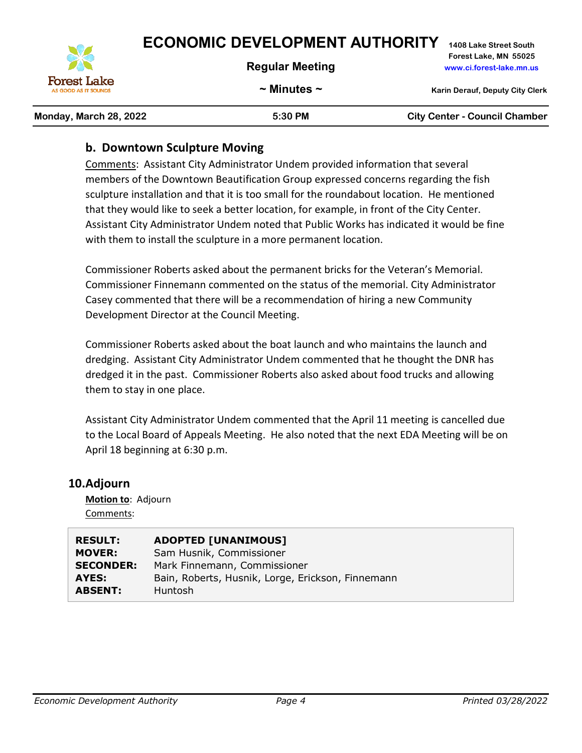### b. Downtown Sculpture Moving

Comments: Assistant City Administrator Undem provided information that several members of the Downtown Beautification Group expressed concerns regarding the fish sculpture installation and that it is too small for the roundabout location. He mentioned that they would like to seek a better location, for example, in front of the City Center. Assistant City Administrator Undem noted that Public Works has indicated it would be fine with them to install the sculpture in a more permanent location.

Commissioner Roberts asked about the permanent bricks for the Veteran's Memorial. Commissioner Finnemann commented on the status of the memorial. City Administrator Casey commented that there will be a recommendation of hiring a new Community Development Director at the Council Meeting.

Commissioner Roberts asked about the boat launch and who maintains the launch and dredging. Assistant City Administrator Undem commented that he thought the DNR has dredged it in the past. Commissioner Roberts also asked about food trucks and allowing them to stay in one place.

Assistant City Administrator Undem commented that the April 11 meeting is cancelled due to the Local Board of Appeals Meeting. He also noted that the next EDA Meeting will be on April 18 beginning at 6:30 p.m.

## 10. Adjourn

**Motion to**: Adjourn

Comments:

| | |
|---|---|
| **RESULT:** | **ADOPTED [UNANIMOUS]** |
| **MOVER:** | Sam Husnik, Commissioner |
| **SECONDER:** | Mark Finnemann, Commissioner |
| **AYES:** | Bain, Roberts, Husnik, Lorge, Erickson, Finnemann |
| **ABSENT:** | Huntosh |